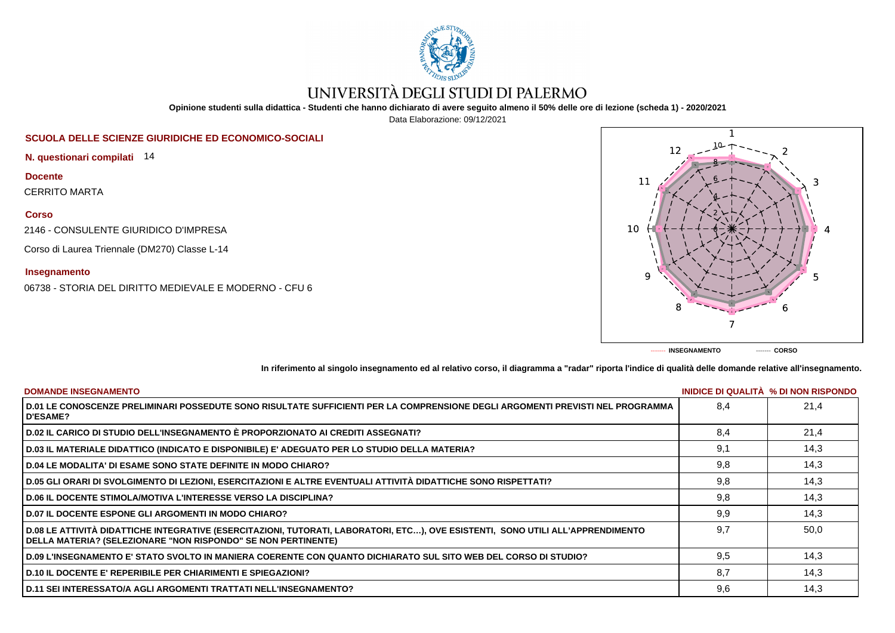# UNIVERSITÀ DEGLI STUDI DI PALERMO

**Opinione studenti sulla didattica - Studenti che hanno dichiarato di avere seguito almeno il 50% delle ore di lezione (scheda 1) - 2020/2021**

Data Elaborazione: 09/12/2021

## SCUOLA DELLE SCIENZE GIURIDICHE ED ECONOMICO-SOCIALI

**N. questionari compilati** 14

**Docente**

CERRITO MARTA

**Corso**

2146 - CONSULENTE GIURIDICO D'IMPRESA

Corso di Laurea Triennale (DM270) Classe L-14

**Insegnamento**

06738 - STORIA DEL DIRITTO MEDIEVALE E MODERNO - CFU 6

------- INSEGNAMENTO ------- CORSO

**In riferimento al singolo insegnamento ed al relativo corso, il diagramma a "radar" riporta l'indice di qualità delle domande relative all'insegnamento.**

| DOMANDE INSEGNAMENTO | INIDICE DI QUALITÀ | % DI NON RISPONDO |
|---|---|---|
| D.01 LE CONOSCENZE PRELIMINARI POSSEDUTE SONO RISULTATE SUFFICIENTI PER LA COMPRENSIONE DEGLI ARGOMENTI PREVISTI NEL PROGRAMMA D'ESAME? | 8,4 | 21,4 |
| D.02 IL CARICO DI STUDIO DELL'INSEGNAMENTO È PROPORZIONATO AI CREDITI ASSEGNATI? | 8,4 | 21,4 |
| D.03 IL MATERIALE DIDATTICO (INDICATO E DISPONIBILE) E' ADEGUATO PER LO STUDIO DELLA MATERIA? | 9,1 | 14,3 |
| D.04 LE MODALITA' DI ESAME SONO STATE DEFINITE IN MODO CHIARO? | 9,8 | 14,3 |
| D.05 GLI ORARI DI SVOLGIMENTO DI LEZIONI, ESERCITAZIONI E ALTRE EVENTUALI ATTIVITÀ DIDATTICHE SONO RISPETTATI? | 9,8 | 14,3 |
| D.06 IL DOCENTE STIMOLA/MOTIVA L'INTERESSE VERSO LA DISCIPLINA? | 9,8 | 14,3 |
| D.07 IL DOCENTE ESPONE GLI ARGOMENTI IN MODO CHIARO? | 9,9 | 14,3 |
| D.08 LE ATTIVITÀ DIDATTICHE INTEGRATIVE (ESERCITAZIONI, TUTORATI, LABORATORI, ETC…), OVE ESISTENTI, SONO UTILI ALL'APPRENDIMENTO DELLA MATERIA? (SELEZIONARE "NON RISPONDO" SE NON PERTINENTE) | 9,7 | 50,0 |
| D.09 L'INSEGNAMENTO E' STATO SVOLTO IN MANIERA COERENTE CON QUANTO DICHIARATO SUL SITO WEB DEL CORSO DI STUDIO? | 9,5 | 14,3 |
| D.10 IL DOCENTE E' REPERIBILE PER CHIARIMENTI E SPIEGAZIONI? | 8,7 | 14,3 |
| D.11 SEI INTERESSATO/A AGLI ARGOMENTI TRATTATI NELL'INSEGNAMENTO? | 9,6 | 14,3 |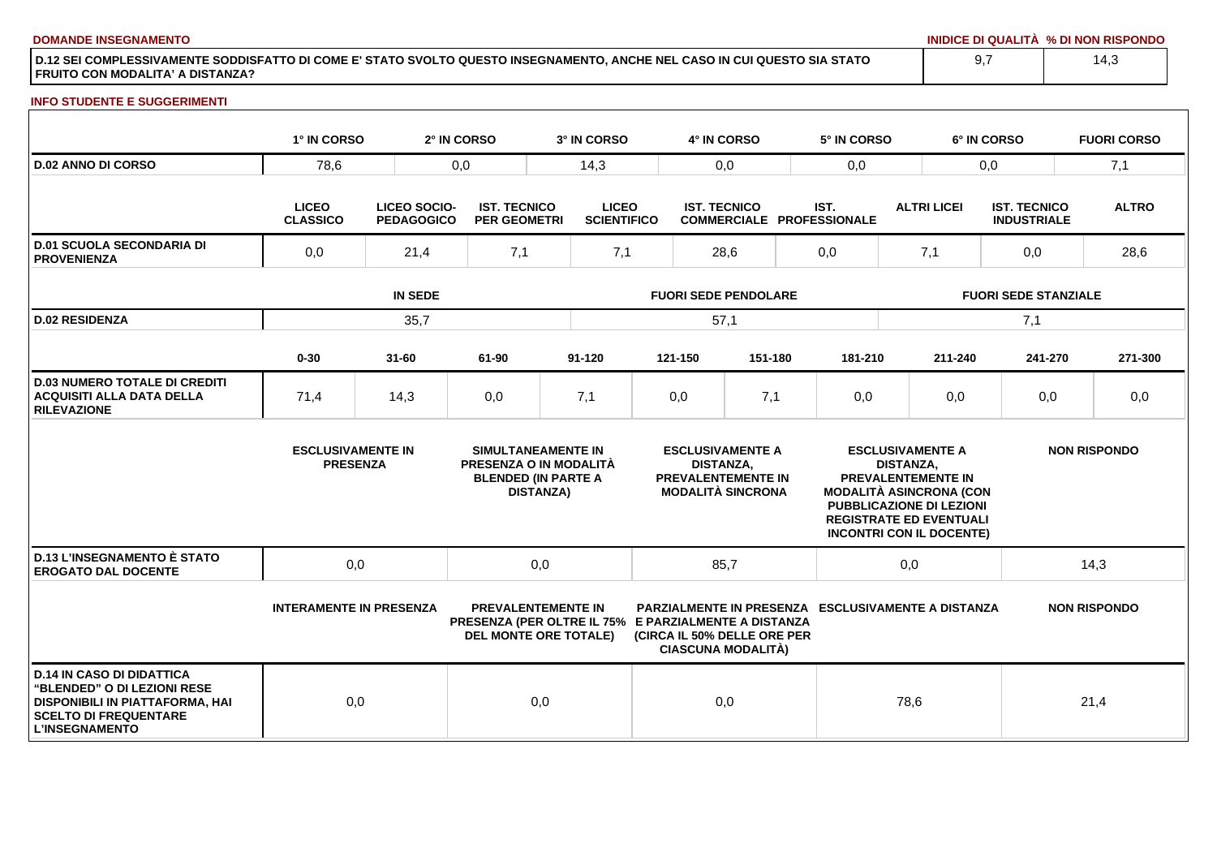**DOMANDE INSEGNAMENTO**

| | INIDICE DI QUALITÀ | % DI NON RISPONDO |
|---|---|---|
| D.12 SEI COMPLESSIVAMENTE SODDISFATTO DI COME E' STATO SVOLTO QUESTO INSEGNAMENTO, ANCHE NEL CASO IN CUI QUESTO SIA STATO FRUITO CON MODALITA' A DISTANZA? | 9,7 | 14,3 |

**INFO STUDENTE E SUGGERIMENTI**

| | 1° IN CORSO | 2° IN CORSO | 3° IN CORSO | 4° IN CORSO | 5° IN CORSO | 6° IN CORSO | FUORI CORSO |
|---|---|---|---|---|---|---|---|
| D.02 ANNO DI CORSO | 78,6 | 0,0 | 14,3 | 0,0 | 0,0 | 0,0 | 7,1 |

| | LICEO CLASSICO | LICEO SOCIO-PEDAGOGICO | IST. TECNICO PER GEOMETRI | LICEO SCIENTIFICO | IST. TECNICO COMMERCIALE | IST. PROFESSIONALE | ALTRI LICEI | IST. TECNICO INDUSTRIALE | ALTRO |
|---|---|---|---|---|---|---|---|---|---|
| D.01 SCUOLA SECONDARIA DI PROVENIENZA | 0,0 | 21,4 | 7,1 | 7,1 | 28,6 | 0,0 | 7,1 | 0,0 | 28,6 |

| | IN SEDE | FUORI SEDE PENDOLARE | FUORI SEDE STANZIALE |
|---|---|---|---|
| D.02 RESIDENZA | 35,7 | 57,1 | 7,1 |

| | 0-30 | 31-60 | 61-90 | 91-120 | 121-150 | 151-180 | 181-210 | 211-240 | 241-270 | 271-300 |
|---|---|---|---|---|---|---|---|---|---|---|
| D.03 NUMERO TOTALE DI CREDITI ACQUISITI ALLA DATA DELLA RILEVAZIONE | 71,4 | 14,3 | 0,0 | 7,1 | 0,0 | 7,1 | 0,0 | 0,0 | 0,0 | 0,0 |

| | ESCLUSIVAMENTE IN PRESENZA | SIMULTANEAMENTE IN PRESENZA O IN MODALITÀ BLENDED (IN PARTE A DISTANZA) | ESCLUSIVAMENTE A DISTANZA, PREVALENTEMENTE IN MODALITÀ SINCRONA | ESCLUSIVAMENTE A DISTANZA, PREVALENTEMENTE IN MODALITÀ ASINCRONA (CON PUBBLICAZIONE DI LEZIONI REGISTRATE ED EVENTUALI INCONTRI CON IL DOCENTE) | NON RISPONDO |
|---|---|---|---|---|---|
| D.13 L'INSEGNAMENTO È STATO EROGATO DAL DOCENTE | 0,0 | 0,0 | 85,7 | 0,0 | 14,3 |

| | INTERAMENTE IN PRESENZA | PREVALENTEMENTE IN PRESENZA (PER OLTRE IL 75% DEL MONTE ORE TOTALE) | PARZIALMENTE IN PRESENZA E PARZIALMENTE A DISTANZA (CIRCA IL 50% DELLE ORE PER CIASCUNA MODALITÀ) | ESCLUSIVAMENTE A DISTANZA | NON RISPONDO |
|---|---|---|---|---|---|
| D.14 IN CASO DI DIDATTICA "BLENDED" O DI LEZIONI RESE DISPONIBILI IN PIATTAFORMA, HAI SCELTO DI FREQUENTARE L'INSEGNAMENTO | 0,0 | 0,0 | 0,0 | 78,6 | 21,4 |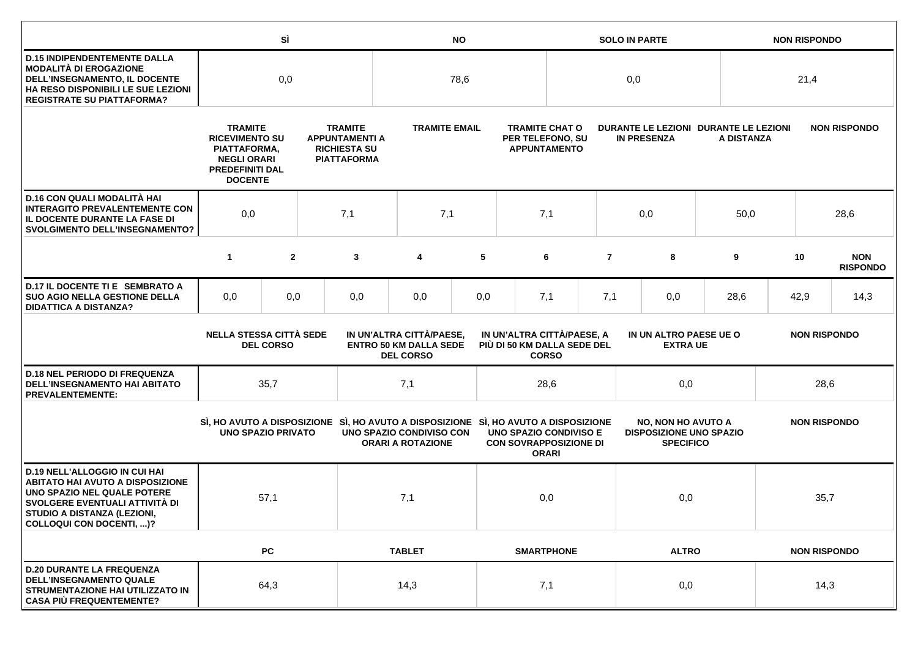| | SÌ | NO | SOLO IN PARTE | NON RISPONDO |
|---|---|---|---|---|
| **D.15 INDIPENDENTEMENTE DALLA MODALITÀ DI EROGAZIONE DELL'INSEGNAMENTO, IL DOCENTE HA RESO DISPONIBILI LE SUE LEZIONI REGISTRATE SU PIATTAFORMA?** | 0,0 | 78,6 | 0,0 | 21,4 |

| | TRAMITE RICEVIMENTO SU PIATTAFORMA, NEGLI ORARI PREDEFINITI DAL DOCENTE | TRAMITE APPUNTAMENTI A RICHIESTA SU PIATTAFORMA | TRAMITE EMAIL | TRAMITE CHAT O PER TELEFONO, SU APPUNTAMENTO | DURANTE LE LEZIONI IN PRESENZA | DURANTE LE LEZIONI A DISTANZA | NON RISPONDO |
|---|---|---|---|---|---|---|---|
| **D.16 CON QUALI MODALITÀ HAI INTERAGITO PREVALENTEMENTE CON IL DOCENTE DURANTE LA FASE DI SVOLGIMENTO DELL'INSEGNAMENTO?** | 0,0 | 7,1 | 7,1 | 7,1 | 0,0 | 50,0 | 28,6 |

| | 1 | 2 | 3 | 4 | 5 | 6 | 7 | 8 | 9 | 10 | NON RISPONDO |
|---|---|---|---|---|---|---|---|---|---|---|---|
| **D.17 IL DOCENTE TI E SEMBRATO A SUO AGIO NELLA GESTIONE DELLA DIDATTICA A DISTANZA?** | 0,0 | 0,0 | 0,0 | 0,0 | 0,0 | 7,1 | 7,1 | 0,0 | 28,6 | 42,9 | 14,3 |

| | NELLA STESSA CITTÀ SEDE DEL CORSO | IN UN'ALTRA CITTÀ/PAESE, ENTRO 50 KM DALLA SEDE DEL CORSO | IN UN'ALTRA CITTÀ/PAESE, A PIÙ DI 50 KM DALLA SEDE DEL CORSO | IN UN ALTRO PAESE UE O EXTRA UE | NON RISPONDO |
|---|---|---|---|---|---|
| **D.18 NEL PERIODO DI FREQUENZA DELL'INSEGNAMENTO HAI ABITATO PREVALENTEMENTE:** | 35,7 | 7,1 | 28,6 | 0,0 | 28,6 |

| | SÌ, HO AVUTO A DISPOSIZIONE UNO SPAZIO PRIVATO | SÌ, HO AVUTO A DISPOSIZIONE UNO SPAZIO CONDIVISO CON ORARI A ROTAZIONE | SÌ, HO AVUTO A DISPOSIZIONE UNO SPAZIO CONDIVISO E CON SOVRAPPOSIZIONE DI ORARI | NO, NON HO AVUTO A DISPOSIZIONE UNO SPAZIO SPECIFICO | NON RISPONDO |
|---|---|---|---|---|---|
| **D.19 NELL'ALLOGGIO IN CUI HAI ABITATO HAI AVUTO A DISPOSIZIONE UNO SPAZIO NEL QUALE POTERE SVOLGERE EVENTUALI ATTIVITÀ DI STUDIO A DISTANZA (LEZIONI, COLLOQUI CON DOCENTI, ...)?** | 57,1 | 7,1 | 0,0 | 0,0 | 35,7 |

| | PC | TABLET | SMARTPHONE | ALTRO | NON RISPONDO |
|---|---|---|---|---|---|
| **D.20 DURANTE LA FREQUENZA DELL'INSEGNAMENTO QUALE STRUMENTAZIONE HAI UTILIZZATO IN CASA PIÙ FREQUENTEMENTE?** | 64,3 | 14,3 | 7,1 | 0,0 | 14,3 |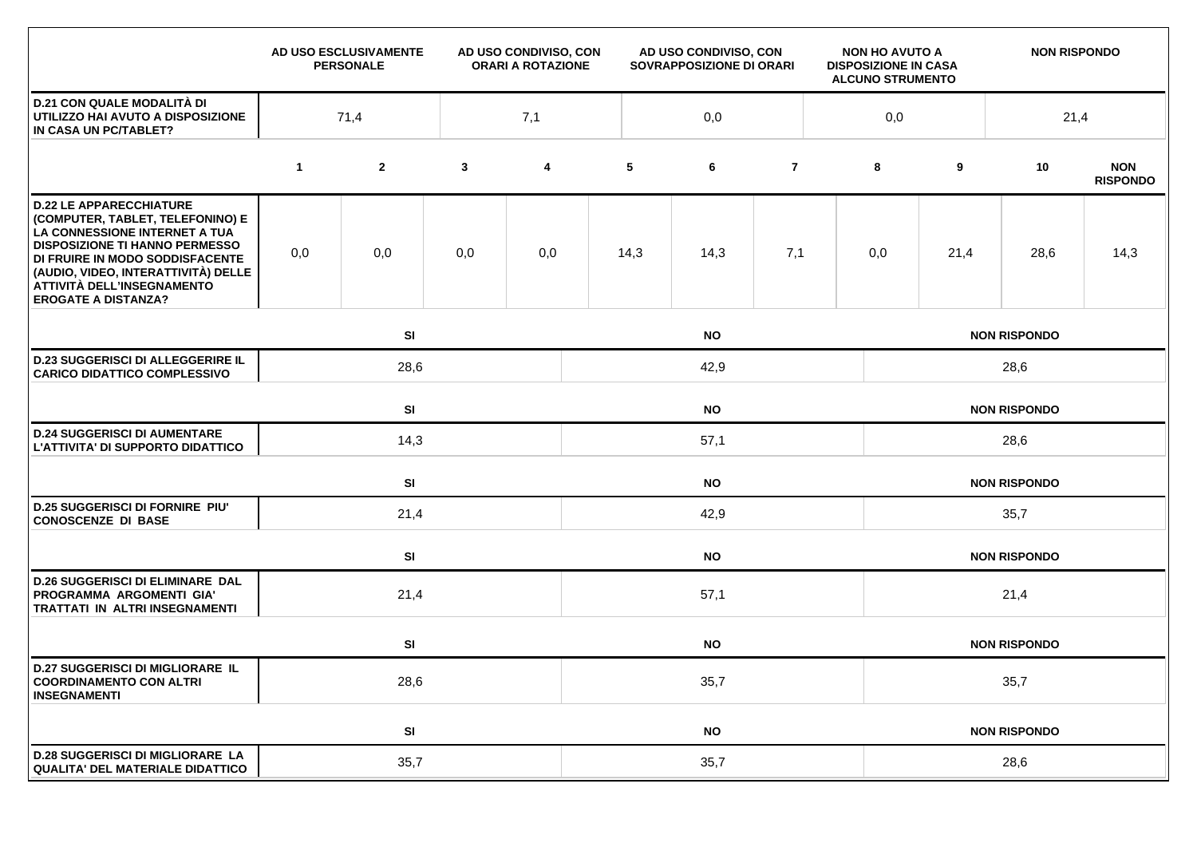| | AD USO ESCLUSIVAMENTE PERSONALE | AD USO CONDIVISO, CON ORARI A ROTAZIONE | AD USO CONDIVISO, CON SOVRAPPOSIZIONE DI ORARI | NON HO AVUTO A DISPOSIZIONE IN CASA ALCUNO STRUMENTO | NON RISPONDO |
|---|---|---|---|---|---|
| **D.21 CON QUALE MODALITÀ DI UTILIZZO HAI AVUTO A DISPOSIZIONE IN CASA UN PC/TABLET?** | 71,4 | 7,1 | 0,0 | 0,0 | 21,4 |

| | 1 | 2 | 3 | 4 | 5 | 6 | 7 | 8 | 9 | 10 | NON RISPONDO |
|---|---|---|---|---|---|---|---|---|---|---|---|
| **D.22 LE APPARECCHIATURE (COMPUTER, TABLET, TELEFONINO) E LA CONNESSIONE INTERNET A TUA DISPOSIZIONE TI HANNO PERMESSO DI FRUIRE IN MODO SODDISFACENTE (AUDIO, VIDEO, INTERATTIVITÀ) DELLE ATTIVITÀ DELL'INSEGNAMENTO EROGATE A DISTANZA?** | 0,0 | 0,0 | 0,0 | 0,0 | 14,3 | 14,3 | 7,1 | 0,0 | 21,4 | 28,6 | 14,3 |

| | SI | NO | NON RISPONDO |
|---|---|---|---|
| **D.23 SUGGERISCI DI ALLEGGERIRE IL CARICO DIDATTICO COMPLESSIVO** | 28,6 | 42,9 | 28,6 |
| **D.24 SUGGERISCI DI AUMENTARE L'ATTIVITA' DI SUPPORTO DIDATTICO** | 14,3 | 57,1 | 28,6 |
| **D.25 SUGGERISCI DI FORNIRE PIU' CONOSCENZE DI BASE** | 21,4 | 42,9 | 35,7 |
| **D.26 SUGGERISCI DI ELIMINARE DAL PROGRAMMA ARGOMENTI GIA' TRATTATI IN ALTRI INSEGNAMENTI** | 21,4 | 57,1 | 21,4 |
| **D.27 SUGGERISCI DI MIGLIORARE IL COORDINAMENTO CON ALTRI INSEGNAMENTI** | 28,6 | 35,7 | 35,7 |
| **D.28 SUGGERISCI DI MIGLIORARE LA QUALITA' DEL MATERIALE DIDATTICO** | 35,7 | 35,7 | 28,6 |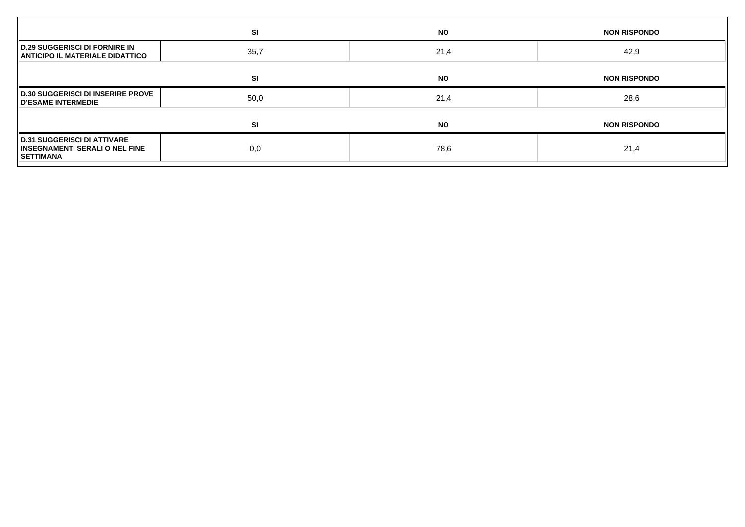| | SI | NO | NON RISPONDO |
|---|---|---|---|
| **D.29 SUGGERISCI DI FORNIRE IN ANTICIPO IL MATERIALE DIDATTICO** | 35,7 | 21,4 | 42,9 |

| | SI | NO | NON RISPONDO |
|---|---|---|---|
| **D.30 SUGGERISCI DI INSERIRE PROVE D'ESAME INTERMEDIE** | 50,0 | 21,4 | 28,6 |

| | SI | NO | NON RISPONDO |
|---|---|---|---|
| **D.31 SUGGERISCI DI ATTIVARE INSEGNAMENTI SERALI O NEL FINE SETTIMANA** | 0,0 | 78,6 | 21,4 |